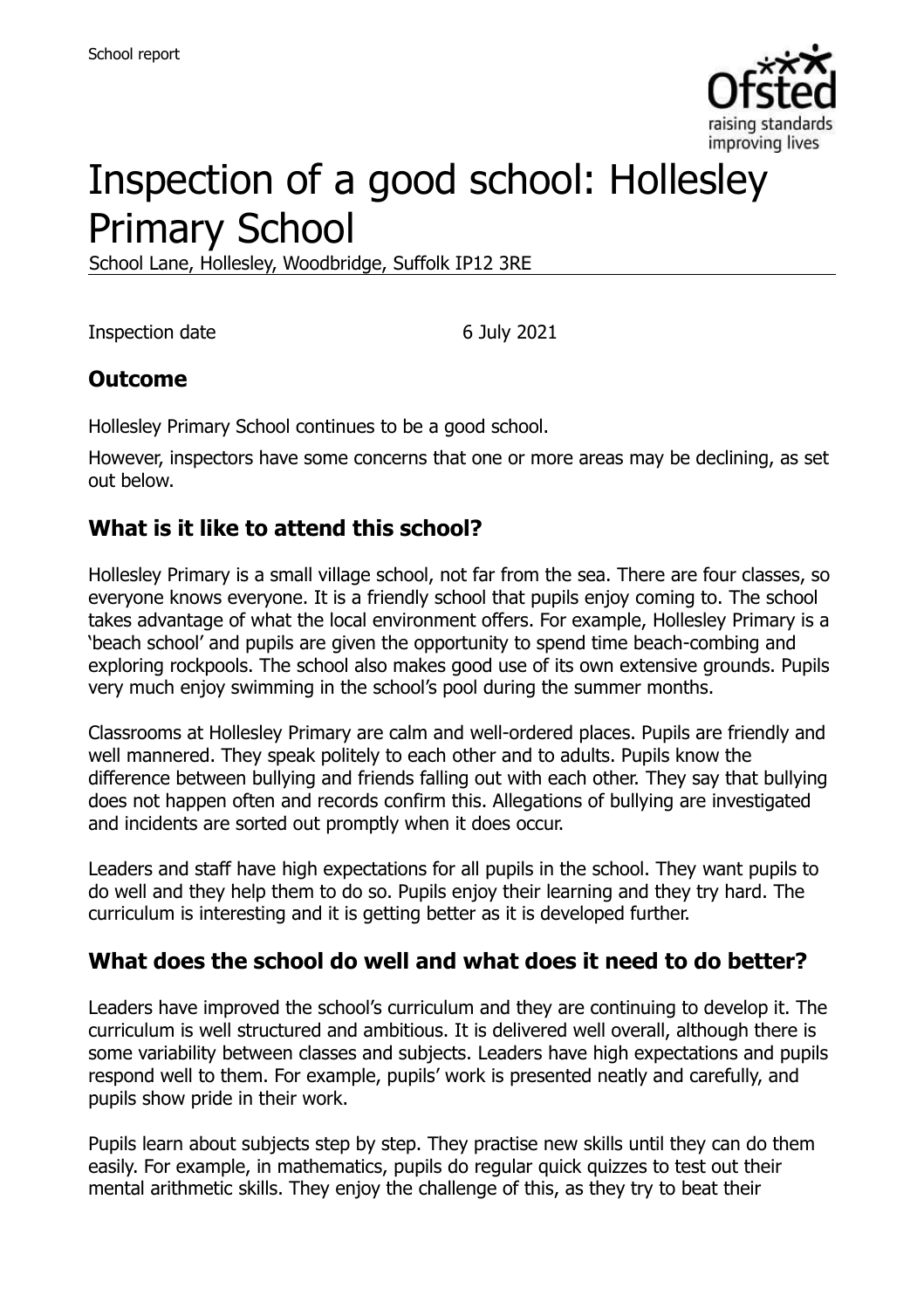School report

# Inspection of a good school: Hollesley Primary School

School Lane, Hollesley, Woodbridge, Suffolk IP12 3RE

Inspection date 6 July 2021

## Outcome

Hollesley Primary School continues to be a good school.

However, inspectors have some concerns that one or more areas may be declining, as set out below.

## What is it like to attend this school?

Hollesley Primary is a small village school, not far from the sea. There are four classes, so everyone knows everyone. It is a friendly school that pupils enjoy coming to. The school takes advantage of what the local environment offers. For example, Hollesley Primary is a 'beach school' and pupils are given the opportunity to spend time beach-combing and exploring rockpools. The school also makes good use of its own extensive grounds. Pupils very much enjoy swimming in the school's pool during the summer months.

Classrooms at Hollesley Primary are calm and well-ordered places. Pupils are friendly and well mannered. They speak politely to each other and to adults. Pupils know the difference between bullying and friends falling out with each other. They say that bullying does not happen often and records confirm this. Allegations of bullying are investigated and incidents are sorted out promptly when it does occur.

Leaders and staff have high expectations for all pupils in the school. They want pupils to do well and they help them to do so. Pupils enjoy their learning and they try hard. The curriculum is interesting and it is getting better as it is developed further.

## What does the school do well and what does it need to do better?

Leaders have improved the school's curriculum and they are continuing to develop it. The curriculum is well structured and ambitious. It is delivered well overall, although there is some variability between classes and subjects. Leaders have high expectations and pupils respond well to them. For example, pupils' work is presented neatly and carefully, and pupils show pride in their work.

Pupils learn about subjects step by step. They practise new skills until they can do them easily. For example, in mathematics, pupils do regular quick quizzes to test out their mental arithmetic skills. They enjoy the challenge of this, as they try to beat their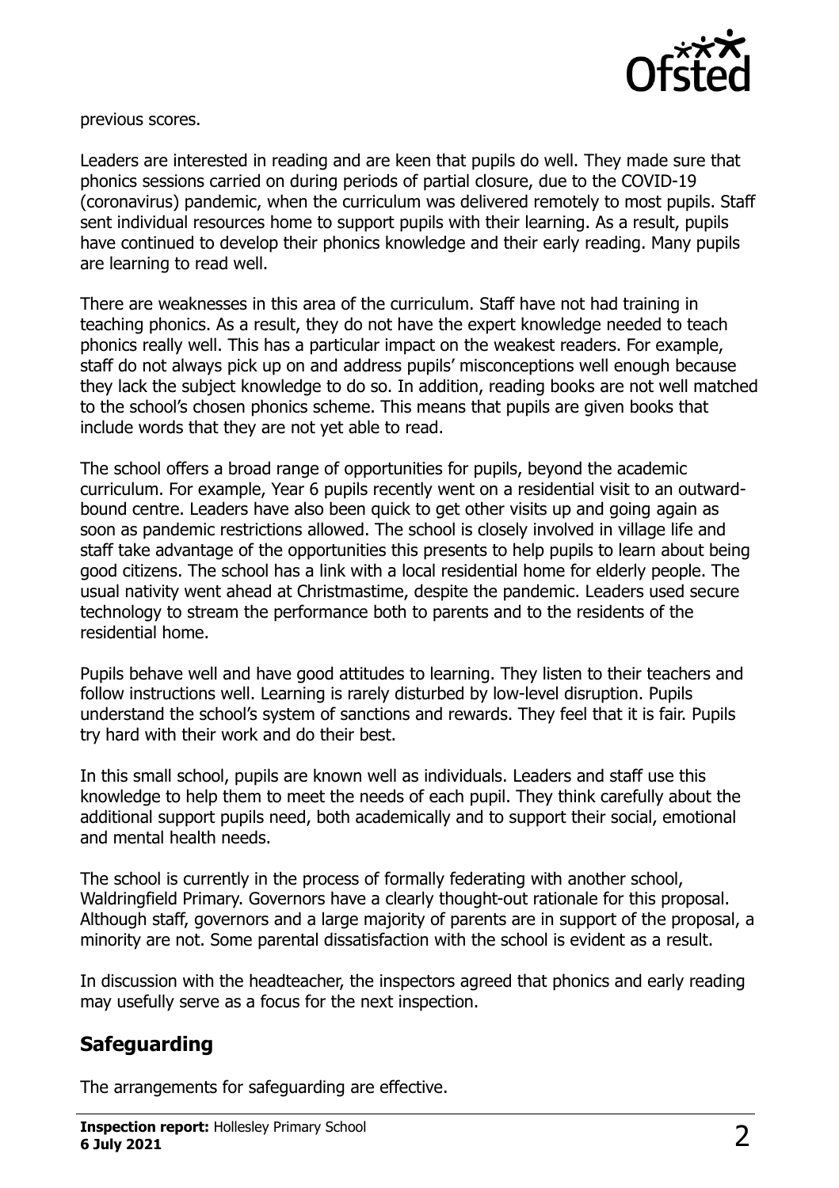previous scores.

Leaders are interested in reading and are keen that pupils do well. They made sure that phonics sessions carried on during periods of partial closure, due to the COVID-19 (coronavirus) pandemic, when the curriculum was delivered remotely to most pupils. Staff sent individual resources home to support pupils with their learning. As a result, pupils have continued to develop their phonics knowledge and their early reading. Many pupils are learning to read well.

There are weaknesses in this area of the curriculum. Staff have not had training in teaching phonics. As a result, they do not have the expert knowledge needed to teach phonics really well. This has a particular impact on the weakest readers. For example, staff do not always pick up on and address pupils' misconceptions well enough because they lack the subject knowledge to do so. In addition, reading books are not well matched to the school's chosen phonics scheme. This means that pupils are given books that include words that they are not yet able to read.

The school offers a broad range of opportunities for pupils, beyond the academic curriculum. For example, Year 6 pupils recently went on a residential visit to an outward-bound centre. Leaders have also been quick to get other visits up and going again as soon as pandemic restrictions allowed. The school is closely involved in village life and staff take advantage of the opportunities this presents to help pupils to learn about being good citizens. The school has a link with a local residential home for elderly people. The usual nativity went ahead at Christmastime, despite the pandemic. Leaders used secure technology to stream the performance both to parents and to the residents of the residential home.

Pupils behave well and have good attitudes to learning. They listen to their teachers and follow instructions well. Learning is rarely disturbed by low-level disruption. Pupils understand the school's system of sanctions and rewards. They feel that it is fair. Pupils try hard with their work and do their best.

In this small school, pupils are known well as individuals. Leaders and staff use this knowledge to help them to meet the needs of each pupil. They think carefully about the additional support pupils need, both academically and to support their social, emotional and mental health needs.

The school is currently in the process of formally federating with another school, Waldringfield Primary. Governors have a clearly thought-out rationale for this proposal. Although staff, governors and a large majority of parents are in support of the proposal, a minority are not. Some parental dissatisfaction with the school is evident as a result.

In discussion with the headteacher, the inspectors agreed that phonics and early reading may usefully serve as a focus for the next inspection.

## Safeguarding

The arrangements for safeguarding are effective.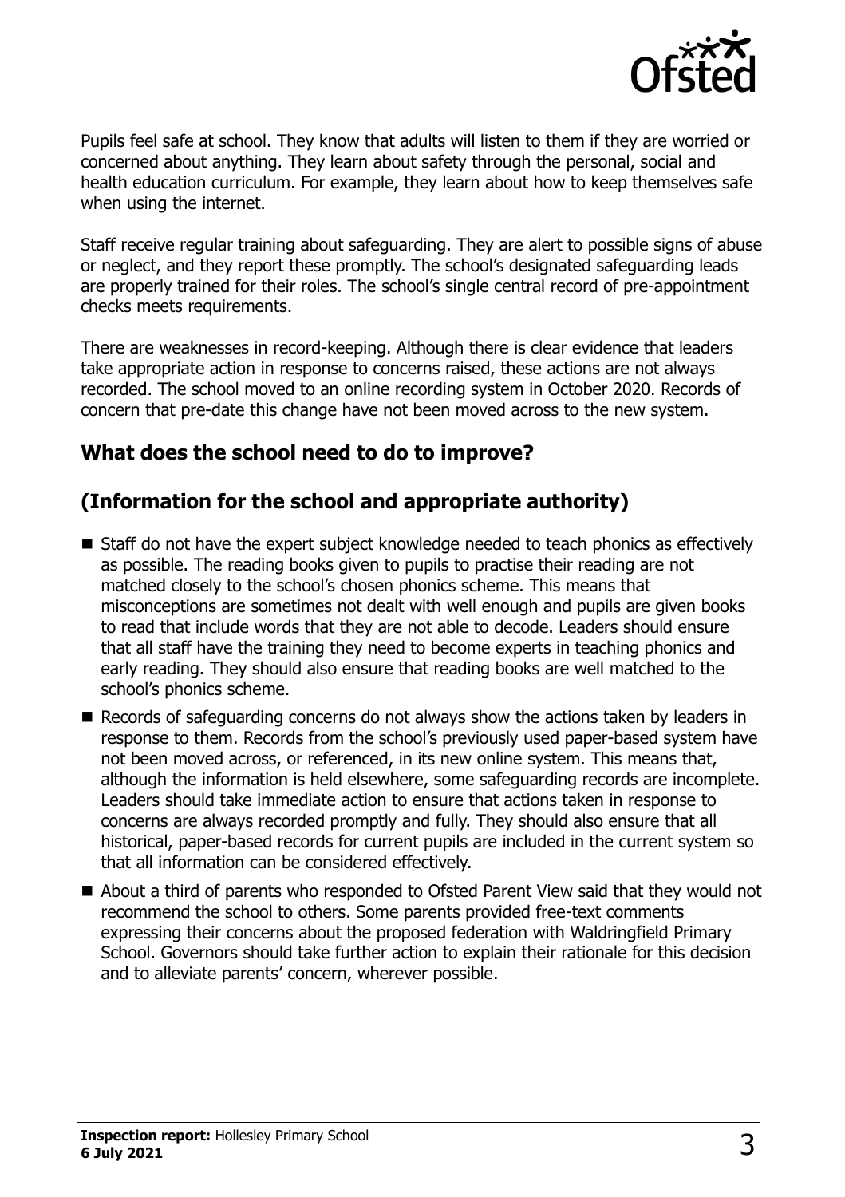Pupils feel safe at school. They know that adults will listen to them if they are worried or concerned about anything. They learn about safety through the personal, social and health education curriculum. For example, they learn about how to keep themselves safe when using the internet.

Staff receive regular training about safeguarding. They are alert to possible signs of abuse or neglect, and they report these promptly. The school's designated safeguarding leads are properly trained for their roles. The school's single central record of pre-appointment checks meets requirements.

There are weaknesses in record-keeping. Although there is clear evidence that leaders take appropriate action in response to concerns raised, these actions are not always recorded. The school moved to an online recording system in October 2020. Records of concern that pre-date this change have not been moved across to the new system.

## What does the school need to do to improve?

## (Information for the school and appropriate authority)

- Staff do not have the expert subject knowledge needed to teach phonics as effectively as possible. The reading books given to pupils to practise their reading are not matched closely to the school's chosen phonics scheme. This means that misconceptions are sometimes not dealt with well enough and pupils are given books to read that include words that they are not able to decode. Leaders should ensure that all staff have the training they need to become experts in teaching phonics and early reading. They should also ensure that reading books are well matched to the school's phonics scheme.
- Records of safeguarding concerns do not always show the actions taken by leaders in response to them. Records from the school's previously used paper-based system have not been moved across, or referenced, in its new online system. This means that, although the information is held elsewhere, some safeguarding records are incomplete. Leaders should take immediate action to ensure that actions taken in response to concerns are always recorded promptly and fully. They should also ensure that all historical, paper-based records for current pupils are included in the current system so that all information can be considered effectively.
- About a third of parents who responded to Ofsted Parent View said that they would not recommend the school to others. Some parents provided free-text comments expressing their concerns about the proposed federation with Waldringfield Primary School. Governors should take further action to explain their rationale for this decision and to alleviate parents' concern, wherever possible.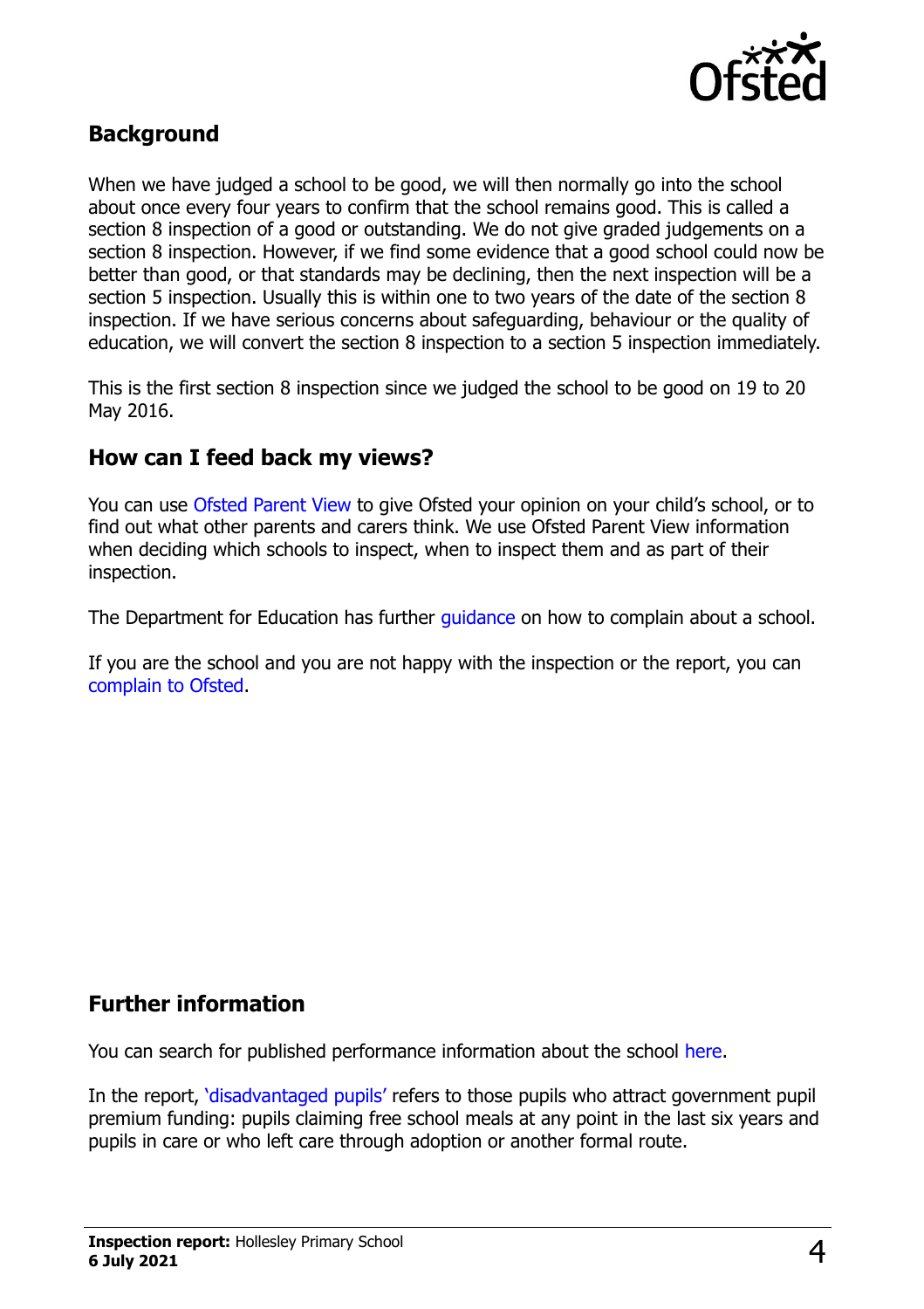## Background

When we have judged a school to be good, we will then normally go into the school about once every four years to confirm that the school remains good. This is called a section 8 inspection of a good or outstanding. We do not give graded judgements on a section 8 inspection. However, if we find some evidence that a good school could now be better than good, or that standards may be declining, then the next inspection will be a section 5 inspection. Usually this is within one to two years of the date of the section 8 inspection. If we have serious concerns about safeguarding, behaviour or the quality of education, we will convert the section 8 inspection to a section 5 inspection immediately.

This is the first section 8 inspection since we judged the school to be good on 19 to 20 May 2016.

## How can I feed back my views?

You can use Ofsted Parent View to give Ofsted your opinion on your child's school, or to find out what other parents and carers think. We use Ofsted Parent View information when deciding which schools to inspect, when to inspect them and as part of their inspection.

The Department for Education has further guidance on how to complain about a school.

If you are the school and you are not happy with the inspection or the report, you can complain to Ofsted.

## Further information

You can search for published performance information about the school here.

In the report, 'disadvantaged pupils' refers to those pupils who attract government pupil premium funding: pupils claiming free school meals at any point in the last six years and pupils in care or who left care through adoption or another formal route.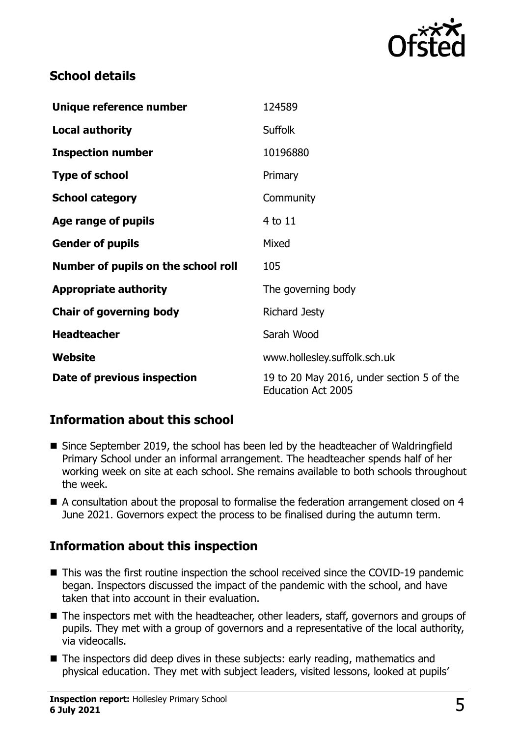## School details

| | |
|---|---|
| **Unique reference number** | 124589 |
| **Local authority** | Suffolk |
| **Inspection number** | 10196880 |
| **Type of school** | Primary |
| **School category** | Community |
| **Age range of pupils** | 4 to 11 |
| **Gender of pupils** | Mixed |
| **Number of pupils on the school roll** | 105 |
| **Appropriate authority** | The governing body |
| **Chair of governing body** | Richard Jesty |
| **Headteacher** | Sarah Wood |
| **Website** | www.hollesley.suffolk.sch.uk |
| **Date of previous inspection** | 19 to 20 May 2016, under section 5 of the Education Act 2005 |

## Information about this school

- Since September 2019, the school has been led by the headteacher of Waldringfield Primary School under an informal arrangement. The headteacher spends half of her working week on site at each school. She remains available to both schools throughout the week.
- A consultation about the proposal to formalise the federation arrangement closed on 4 June 2021. Governors expect the process to be finalised during the autumn term.

## Information about this inspection

- This was the first routine inspection the school received since the COVID-19 pandemic began. Inspectors discussed the impact of the pandemic with the school, and have taken that into account in their evaluation.
- The inspectors met with the headteacher, other leaders, staff, governors and groups of pupils. They met with a group of governors and a representative of the local authority, via videocalls.
- The inspectors did deep dives in these subjects: early reading, mathematics and physical education. They met with subject leaders, visited lessons, looked at pupils'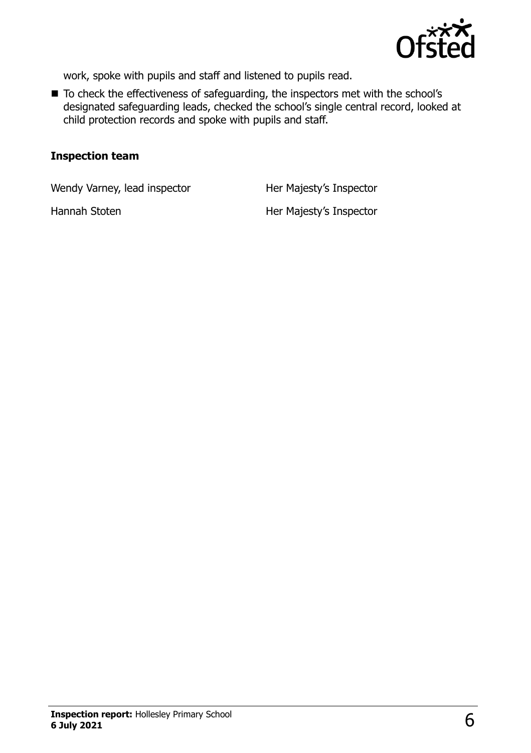work, spoke with pupils and staff and listened to pupils read.

- To check the effectiveness of safeguarding, the inspectors met with the school's designated safeguarding leads, checked the school's single central record, looked at child protection records and spoke with pupils and staff.

### Inspection team

| | |
|---|---|
| Wendy Varney, lead inspector | Her Majesty's Inspector |
| Hannah Stoten | Her Majesty's Inspector |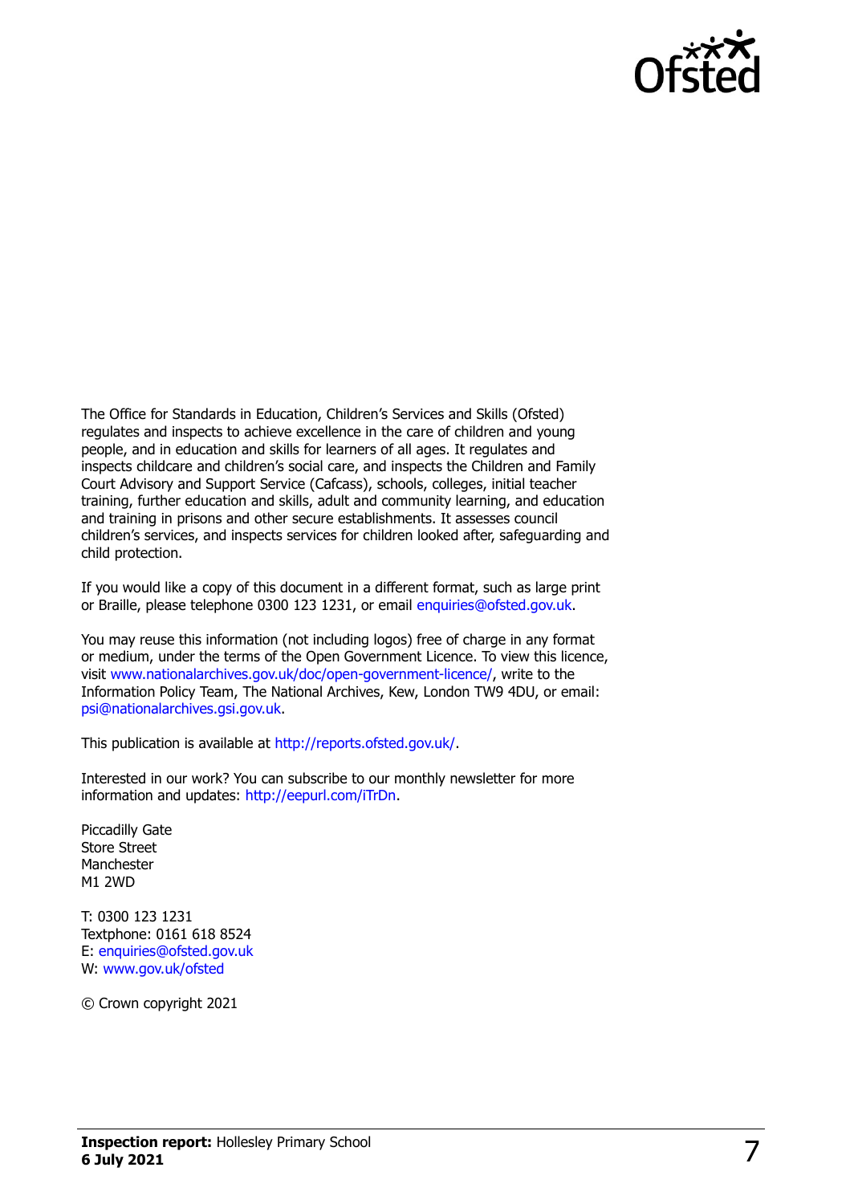The Office for Standards in Education, Children's Services and Skills (Ofsted) regulates and inspects to achieve excellence in the care of children and young people, and in education and skills for learners of all ages. It regulates and inspects childcare and children's social care, and inspects the Children and Family Court Advisory and Support Service (Cafcass), schools, colleges, initial teacher training, further education and skills, adult and community learning, and education and training in prisons and other secure establishments. It assesses council children's services, and inspects services for children looked after, safeguarding and child protection.

If you would like a copy of this document in a different format, such as large print or Braille, please telephone 0300 123 1231, or email enquiries@ofsted.gov.uk.

You may reuse this information (not including logos) free of charge in any format or medium, under the terms of the Open Government Licence. To view this licence, visit www.nationalarchives.gov.uk/doc/open-government-licence/, write to the Information Policy Team, The National Archives, Kew, London TW9 4DU, or email: psi@nationalarchives.gsi.gov.uk.

This publication is available at http://reports.ofsted.gov.uk/.

Interested in our work? You can subscribe to our monthly newsletter for more information and updates: http://eepurl.com/iTrDn.

Piccadilly Gate
Store Street
Manchester
M1 2WD

T: 0300 123 1231
Textphone: 0161 618 8524
E: enquiries@ofsted.gov.uk
W: www.gov.uk/ofsted

© Crown copyright 2021